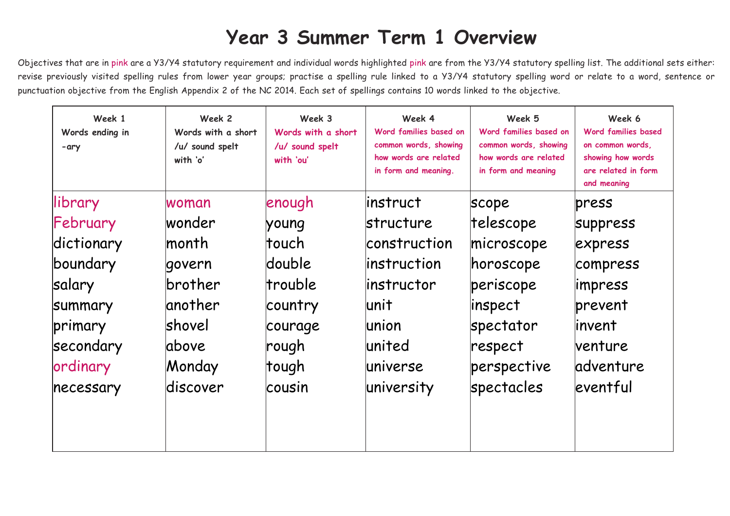# Year 3 Summer Term 1 Overview

Objectives that are in pink are a Y3/Y4 statutory requirement and individual words highlighted pink are from the Y3/Y4 statutory spelling list. The additional sets either: revise previously visited spelling rules from lower year groups; practise a spelling rule linked to a Y3/Y4 statutory spelling word or relate to a word, sentence or punctuation objective from the English Appendix 2 of the NC 2014. Each set of spellings contains 10 words linked to the objective.

| Week 1<br>Words ending in -ary | Week 2<br>Words with a short /u/ sound spelt with 'o' | Week 3<br>Words with a short /u/ sound spelt with 'ou' | Week 4<br>Word families based on common words, showing how words are related in form and meaning. | Week 5<br>Word families based on common words, showing how words are related in form and meaning | Week 6<br>Word families based on common words, showing how words are related in form and meaning |
|---|---|---|---|---|---|
| library | woman | enough | instruct | scope | press |
| February | wonder | young | structure | telescope | suppress |
| dictionary | month | touch | construction | microscope | express |
| boundary | govern | double | instruction | horoscope | compress |
| salary | brother | trouble | instructor | periscope | impress |
| summary | another | country | unit | inspect | prevent |
| primary | shovel | courage | union | spectator | invent |
| secondary | above | rough | united | respect | venture |
| ordinary | Monday | tough | universe | perspective | adventure |
| necessary | discover | cousin | university | spectacles | eventful |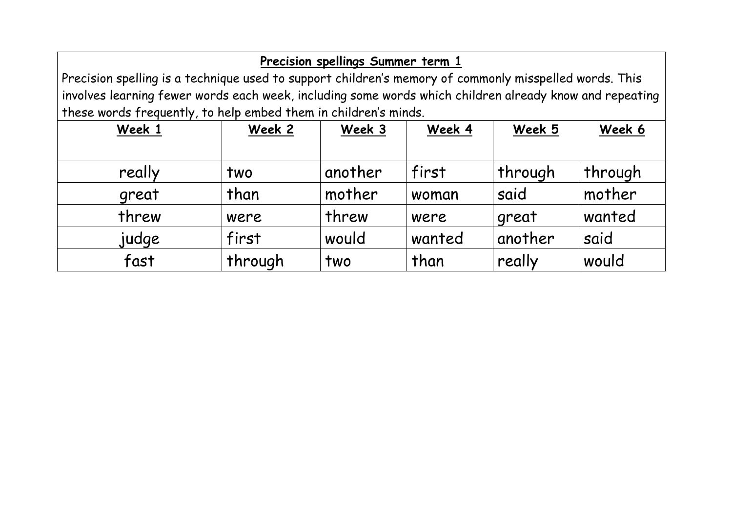**<u>Precision spellings Summer term 1</u>**

Precision spelling is a technique used to support children's memory of commonly misspelled words. This involves learning fewer words each week, including some words which children already know and repeating these words frequently, to help embed them in children's minds.

| **Week 1** | **Week 2** | **Week 3** | **Week 4** | **Week 5** | **Week 6** |
|---|---|---|---|---|---|
| really | two | another | first | through | through |
| great | than | mother | woman | said | mother |
| threw | were | threw | were | great | wanted |
| judge | first | would | wanted | another | said |
| fast | through | two | than | really | would |